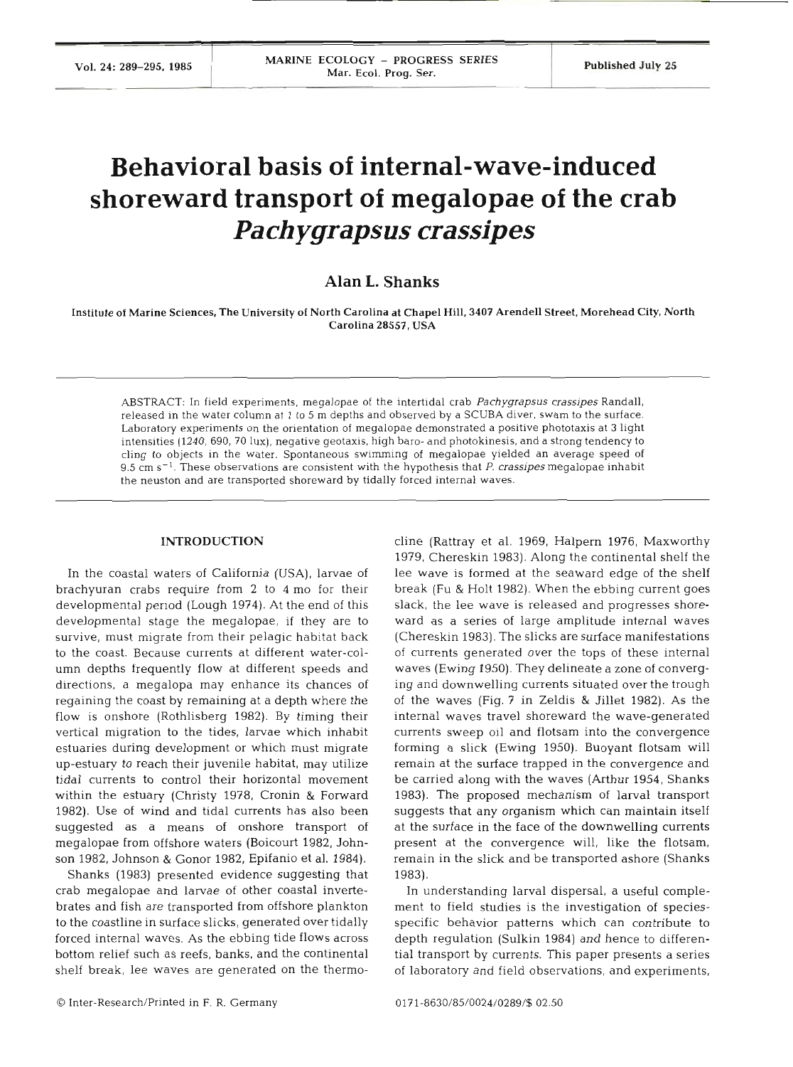# Behavioral basis of internal-wave-induced shoreward transport of megalopae of the crab *Pachygrapsus crassipes*

**Alan L. Shanks**

Institute of Marine Sciences, The University of North Carolina at Chapel Hill, 3407 Arendell Street, Morehead City, North Carolina 28557, USA

ABSTRACT: In field experiments, megalopae of the intertidal crab *Pachygrapsus crassipes* Randall, released in the water column at 1 to 5 m depths and observed by a SCUBA diver, swam to the surface. Laboratory experiments on the orientation of megalopae demonstrated a positive phototaxis at 3 light intensities (1240, 690, 70 lux), negative geotaxis, high baro- and photokinesis, and a strong tendency to cling to objects in the water. Spontaneous swimming of megalopae yielded an average speed of 9.5 cm $s^{-1}$. These observations are consistent with the hypothesis that *P. crassipes* megalopae inhabit the neuston and are transported shoreward by tidally forced internal waves.

## INTRODUCTION

In the coastal waters of California (USA), larvae of brachyuran crabs require from 2 to 4 mo for their developmental period (Lough 1974). At the end of this developmental stage the megalopae, if they are to survive, must migrate from their pelagic habitat back to the coast. Because currents at different water-column depths frequently flow at different speeds and directions, a megalopa may enhance its chances of regaining the coast by remaining at a depth where the flow is onshore (Rothlisberg 1982). By timing their vertical migration to the tides, larvae which inhabit estuaries during development or which must migrate up-estuary to reach their juvenile habitat, may utilize tidal currents to control their horizontal movement within the estuary (Christy 1978, Cronin & Forward 1982). Use of wind and tidal currents has also been suggested as a means of onshore transport of megalopae from offshore waters (Boicourt 1982, Johnson 1982, Johnson & Gonor 1982, Epifanio et al. 1984).

Shanks (1983) presented evidence suggesting that crab megalopae and larvae of other coastal invertebrates and fish are transported from offshore plankton to the coastline in surface slicks, generated over tidally forced internal waves. As the ebbing tide flows across bottom relief such as reefs, banks, and the continental shelf break, lee waves are generated on the thermocline (Rattray et al. 1969, Halpern 1976, Maxworthy 1979, Chereskin 1983). Along the continental shelf the lee wave is formed at the seaward edge of the shelf break (Fu & Holt 1982). When the ebbing current goes slack, the lee wave is released and progresses shoreward as a series of large amplitude internal waves (Chereskin 1983). The slicks are surface manifestations of currents generated over the tops of these internal waves (Ewing 1950). They delineate a zone of converging and downwelling currents situated over the trough of the waves (Fig. 7 in Zeldis & Jillet 1982). As the internal waves travel shoreward the wave-generated currents sweep oil and flotsam into the convergence forming a slick (Ewing 1950). Buoyant flotsam will remain at the surface trapped in the convergence and be carried along with the waves (Arthur 1954, Shanks 1983). The proposed mechanism of larval transport suggests that any organism which can maintain itself at the surface in the face of the downwelling currents present at the convergence will, like the flotsam, remain in the slick and be transported ashore (Shanks 1983).

In understanding larval dispersal, a useful complement to field studies is the investigation of species-specific behavior patterns which can contribute to depth regulation (Sulkin 1984) and hence to differential transport by currents. This paper presents a series of laboratory and field observations, and experiments,

© Inter-Research/Printed in F. R. Germany

0171-8630/85/0024/0289/$ 02.50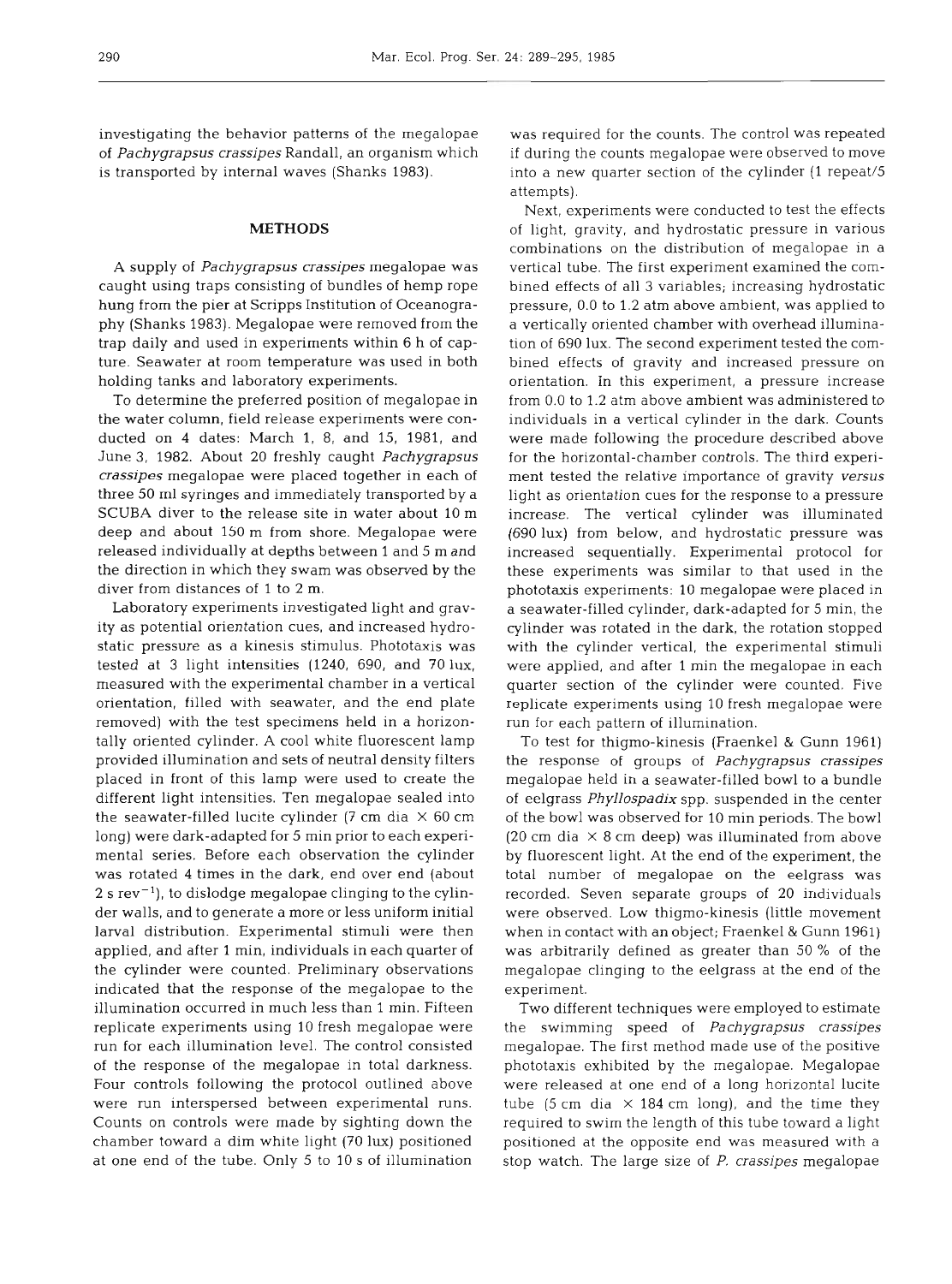investigating the behavior patterns of the megalopae of *Pachygrapsus crassipes* Randall, an organism which is transported by internal waves (Shanks 1983).

## METHODS

A supply of *Pachygrapsus crassipes* megalopae was caught using traps consisting of bundles of hemp rope hung from the pier at Scripps Institution of Oceanography (Shanks 1983). Megalopae were removed from the trap daily and used in experiments within 6 h of capture. Seawater at room temperature was used in both holding tanks and laboratory experiments.

To determine the preferred position of megalopae in the water column, field release experiments were conducted on 4 dates: March 1, 8, and 15, 1981, and June 3, 1982. About 20 freshly caught *Pachygrapsus crassipes* megalopae were placed together in each of three 50 ml syringes and immediately transported by a SCUBA diver to the release site in water about 10 m deep and about 150 m from shore. Megalopae were released individually at depths between 1 and 5 m and the direction in which they swam was observed by the diver from distances of 1 to 2 m.

Laboratory experiments investigated light and gravity as potential orientation cues, and increased hydrostatic pressure as a kinesis stimulus. Phototaxis was tested at 3 light intensities (1240, 690, and 70 lux, measured with the experimental chamber in a vertical orientation, filled with seawater, and the end plate removed) with the test specimens held in a horizontally oriented cylinder. A cool white fluorescent lamp provided illumination and sets of neutral density filters placed in front of this lamp were used to create the different light intensities. Ten megalopae sealed into the seawater-filled lucite cylinder (7 cm dia × 60 cm long) were dark-adapted for 5 min prior to each experimental series. Before each observation the cylinder was rotated 4 times in the dark, end over end (about 2 s rev$^{-1}$), to dislodge megalopae clinging to the cylinder walls, and to generate a more or less uniform initial larval distribution. Experimental stimuli were then applied, and after 1 min, individuals in each quarter of the cylinder were counted. Preliminary observations indicated that the response of the megalopae to the illumination occurred in much less than 1 min. Fifteen replicate experiments using 10 fresh megalopae were run for each illumination level. The control consisted of the response of the megalopae in total darkness. Four controls following the protocol outlined above were run interspersed between experimental runs. Counts on controls were made by sighting down the chamber toward a dim white light (70 lux) positioned at one end of the tube. Only 5 to 10 s of illumination was required for the counts. The control was repeated if during the counts megalopae were observed to move into a new quarter section of the cylinder (1 repeat/5 attempts).

Next, experiments were conducted to test the effects of light, gravity, and hydrostatic pressure in various combinations on the distribution of megalopae in a vertical tube. The first experiment examined the combined effects of all 3 variables; increasing hydrostatic pressure, 0.0 to 1.2 atm above ambient, was applied to a vertically oriented chamber with overhead illumination of 690 lux. The second experiment tested the combined effects of gravity and increased pressure on orientation. In this experiment, a pressure increase from 0.0 to 1.2 atm above ambient was administered to individuals in a vertical cylinder in the dark. Counts were made following the procedure described above for the horizontal-chamber controls. The third experiment tested the relative importance of gravity *versus* light as orientation cues for the response to a pressure increase. The vertical cylinder was illuminated (690 lux) from below, and hydrostatic pressure was increased sequentially. Experimental protocol for these experiments was similar to that used in the phototaxis experiments: 10 megalopae were placed in a seawater-filled cylinder, dark-adapted for 5 min, the cylinder was rotated in the dark, the rotation stopped with the cylinder vertical, the experimental stimuli were applied, and after 1 min the megalopae in each quarter section of the cylinder were counted. Five replicate experiments using 10 fresh megalopae were run for each pattern of illumination.

To test for thigmo-kinesis (Fraenkel & Gunn 1961) the response of groups of *Pachygrapsus crassipes* megalopae held in a seawater-filled bowl to a bundle of eelgrass *Phyllospadix* spp. suspended in the center of the bowl was observed for 10 min periods. The bowl (20 cm dia × 8 cm deep) was illuminated from above by fluorescent light. At the end of the experiment, the total number of megalopae on the eelgrass was recorded. Seven separate groups of 20 individuals were observed. Low thigmo-kinesis (little movement when in contact with an object; Fraenkel & Gunn 1961) was arbitrarily defined as greater than 50 % of the megalopae clinging to the eelgrass at the end of the experiment.

Two different techniques were employed to estimate the swimming speed of *Pachygrapsus crassipes* megalopae. The first method made use of the positive phototaxis exhibited by the megalopae. Megalopae were released at one end of a long horizontal lucite tube (5 cm dia × 184 cm long), and the time they required to swim the length of this tube toward a light positioned at the opposite end was measured with a stop watch. The large size of *P. crassipes* megalopae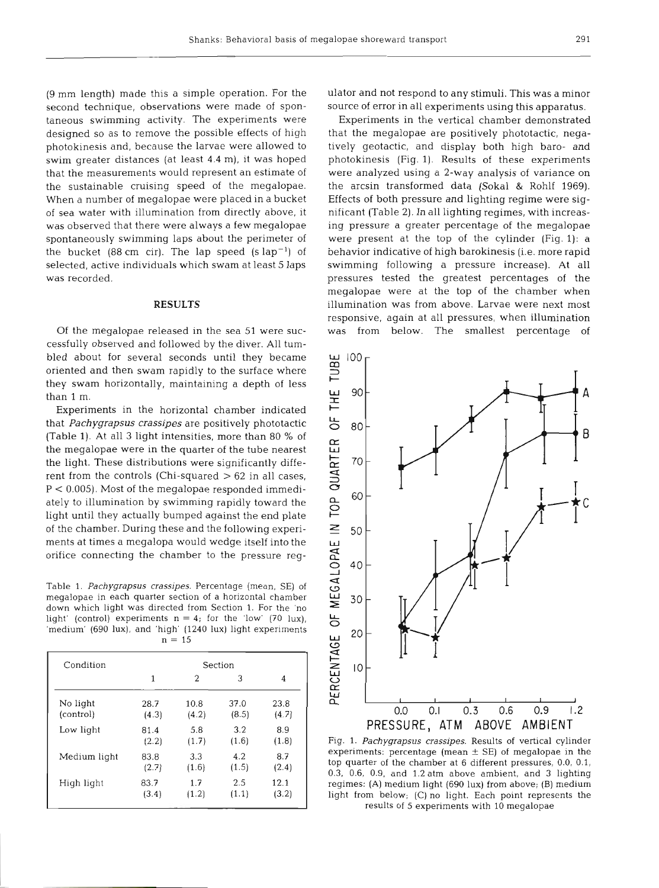(9 mm length) made this a simple operation. For the second technique, observations were made of spontaneous swimming activity. The experiments were designed so as to remove the possible effects of high photokinesis and, because the larvae were allowed to swim greater distances (at least 4.4 m), it was hoped that the measurements would represent an estimate of the sustainable cruising speed of the megalopae. When a number of megalopae were placed in a bucket of sea water with illumination from directly above, it was observed that there were always a few megalopae spontaneously swimming laps about the perimeter of the bucket (88 cm cir). The lap speed (s $lap^{-1}$) of selected, active individuals which swam at least 5 laps was recorded.

## RESULTS

Of the megalopae released in the sea 51 were successfully observed and followed by the diver. All tumbled about for several seconds until they became oriented and then swam rapidly to the surface where they swam horizontally, maintaining a depth of less than 1 m.

Experiments in the horizontal chamber indicated that *Pachygrapsus crassipes* are positively phototactic (Table 1). At all 3 light intensities, more than 80 % of the megalopae were in the quarter of the tube nearest the light. These distributions were significantly different from the controls (Chi-squared > 62 in all cases, $P < 0.005$). Most of the megalopae responded immediately to illumination by swimming rapidly toward the light until they actually bumped against the end plate of the chamber. During these and the following experiments at times a megalopa would wedge itself into the orifice connecting the chamber to the pressure regulator and not respond to any stimuli. This was a minor source of error in all experiments using this apparatus.

Table 1. *Pachygrapsus crassipes*. Percentage (mean, SE) of megalopae in each quarter section of a horizontal chamber down which light was directed from Section 1. For the 'no light' (control) experiments n = 4; for the 'low' (70 lux), 'medium' (690 lux), and 'high' (1240 lux) light experiments n = 15

| Condition | Section 1 | 2 | 3 | 4 |
|---|---|---|---|---|
| No light (control) | 28.7 (4.3) | 10.8 (4.2) | 37.0 (8.5) | 23.8 (4.7) |
| Low light | 81.4 (2.2) | 5.8 (1.7) | 3.2 (1.6) | 8.9 (1.8) |
| Medium light | 83.8 (2.7) | 3.3 (1.6) | 4.2 (1.5) | 8.7 (2.4) |
| High light | 83.7 (3.4) | 1.7 (1.2) | 2.5 (1.1) | 12.1 (3.2) |

Experiments in the vertical chamber demonstrated that the megalopae are positively phototactic, negatively geotactic, and display both high baro- and photokinesis (Fig. 1). Results of these experiments were analyzed using a 2-way analysis of variance on the arcsin transformed data (Sokal & Rohlf 1969). Effects of both pressure and lighting regime were significant (Table 2). In all lighting regimes, with increasing pressure a greater percentage of the megalopae were present at the top of the cylinder (Fig. 1): a behavior indicative of high barokinesis (i.e. more rapid swimming following a pressure increase). At all pressures tested the greatest percentages of the megalopae were at the top of the chamber when illumination was from above. Larvae were next most responsive, again at all pressures, when illumination was from below. The smallest percentage of

Fig. 1. *Pachygrapsus crassipes*. Results of vertical cylinder experiments: percentage (mean ± SE) of megalopae in the top quarter of the chamber at 6 different pressures, 0.0, 0.1, 0.3, 0.6, 0.9, and 1.2 atm above ambient, and 3 lighting regimes: (A) medium light (690 lux) from above; (B) medium light from below; (C) no light. Each point represents the results of 5 experiments with 10 megalopae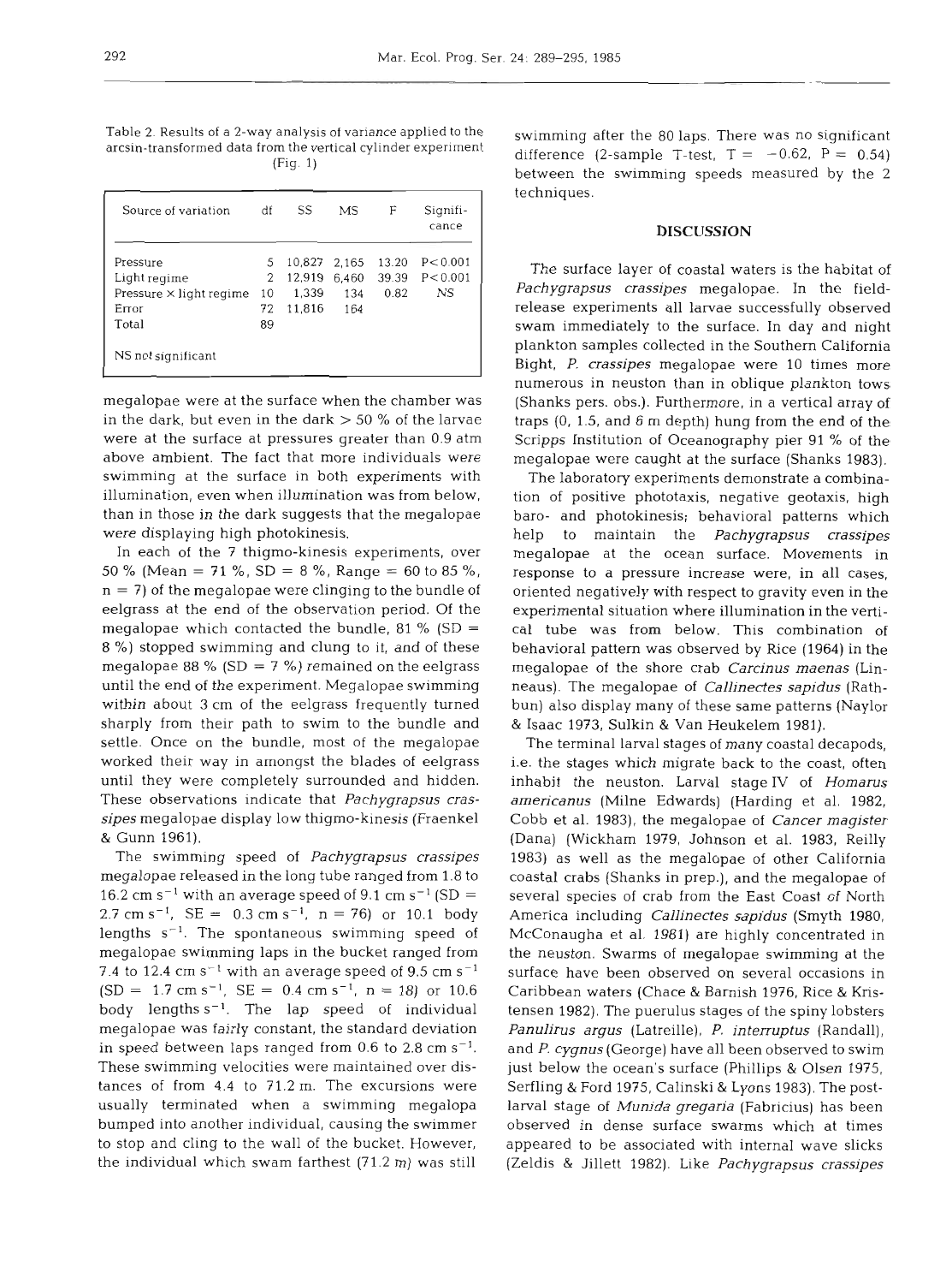Table 2. Results of a 2-way analysis of variance applied to the arcsin-transformed data from the vertical cylinder experiment (Fig. 1)

| Source of variation | df | SS | MS | F | Significance |
|---|---|---|---|---|---|
| Pressure | 5 | 10,827 | 2,165 | 13.20 | $P < 0.001$ |
| Light regime | 2 | 12,919 | 6,460 | 39.39 | $P < 0.001$ |
| Pressure × light regime | 10 | 1,339 | 134 | 0.82 | NS |
| Error | 72 | 11,816 | 164 | | |
| Total | 89 | | | | |

NS not significant

megalopae were at the surface when the chamber was in the dark, but even in the dark > 50 % of the larvae were at the surface at pressures greater than 0.9 atm above ambient. The fact that more individuals were swimming at the surface in both experiments with illumination, even when illumination was from below, than in those in the dark suggests that the megalopae were displaying high photokinesis.

In each of the 7 thigmo-kinesis experiments, over 50 % (Mean = 71 %, SD = 8 %, Range = 60 to 85 %, n = 7) of the megalopae were clinging to the bundle of eelgrass at the end of the observation period. Of the megalopae which contacted the bundle, 81 % (SD = 8 %) stopped swimming and clung to it, and of these megalopae 88 % (SD = 7 %) remained on the eelgrass until the end of the experiment. Megalopae swimming within about 3 cm of the eelgrass frequently turned sharply from their path to swim to the bundle and settle. Once on the bundle, most of the megalopae worked their way in amongst the blades of eelgrass until they were completely surrounded and hidden. These observations indicate that *Pachygrapsus crassipes* megalopae display low thigmo-kinesis (Fraenkel & Gunn 1961).

The swimming speed of *Pachygrapsus crassipes* megalopae released in the long tube ranged from 1.8 to 16.2 cm $s^{-1}$ with an average speed of 9.1 cm $s^{-1}$ (SD = 2.7 cm $s^{-1}$, SE = 0.3 cm $s^{-1}$, n = 76) or 10.1 body lengths $s^{-1}$. The spontaneous swimming speed of megalopae swimming laps in the bucket ranged from 7.4 to 12.4 cm $s^{-1}$ with an average speed of 9.5 cm $s^{-1}$ (SD = 1.7 cm $s^{-1}$, SE = 0.4 cm $s^{-1}$, n = 18) or 10.6 body lengths $s^{-1}$. The lap speed of individual megalopae was fairly constant, the standard deviation in speed between laps ranged from 0.6 to 2.8 cm $s^{-1}$. These swimming velocities were maintained over distances of from 4.4 to 71.2 m. The excursions were usually terminated when a swimming megalopa bumped into another individual, causing the swimmer to stop and cling to the wall of the bucket. However, the individual which swam farthest (71.2 m) was still swimming after the 80 laps. There was no significant difference (2-sample T-test, T = −0.62, P = 0.54) between the swimming speeds measured by the 2 techniques.

## DISCUSSION

The surface layer of coastal waters is the habitat of *Pachygrapsus crassipes* megalopae. In the field-release experiments all larvae successfully observed swam immediately to the surface. In day and night plankton samples collected in the Southern California Bight, *P. crassipes* megalopae were 10 times more numerous in neuston than in oblique plankton tows (Shanks pers. obs.). Furthermore, in a vertical array of traps (0, 1.5, and 6 m depth) hung from the end of the Scripps Institution of Oceanography pier 91 % of the megalopae were caught at the surface (Shanks 1983).

The laboratory experiments demonstrate a combination of positive phototaxis, negative geotaxis, high baro- and photokinesis; behavioral patterns which help to maintain the *Pachygrapsus crassipes* megalopae at the ocean surface. Movements in response to a pressure increase were, in all cases, oriented negatively with respect to gravity even in the experimental situation where illumination in the vertical tube was from below. This combination of behavioral pattern was observed by Rice (1964) in the megalopae of the shore crab *Carcinus maenas* (Linneaus). The megalopae of *Callinectes sapidus* (Rathbun) also display many of these same patterns (Naylor & Isaac 1973, Sulkin & Van Heukelem 1981).

The terminal larval stages of many coastal decapods, i.e. the stages which migrate back to the coast, often inhabit the neuston. Larval stage IV of *Homarus americanus* (Milne Edwards) (Harding et al. 1982, Cobb et al. 1983), the megalopae of *Cancer magister* (Dana) (Wickham 1979, Johnson et al. 1983, Reilly 1983) as well as the megalopae of other California coastal crabs (Shanks in prep.), and the megalopae of several species of crab from the East Coast of North America including *Callinectes sapidus* (Smyth 1980, McConaugha et al. 1981) are highly concentrated in the neuston. Swarms of megalopae swimming at the surface have been observed on several occasions in Caribbean waters (Chace & Barnish 1976, Rice & Kristensen 1982). The puerulus stages of the spiny lobsters *Panulirus argus* (Latreille), *P. interruptus* (Randall), and *P. cygnus* (George) have all been observed to swim just below the ocean's surface (Phillips & Olsen 1975, Serfling & Ford 1975, Calinski & Lyons 1983). The post-larval stage of *Munida gregaria* (Fabricius) has been observed in dense surface swarms which at times appeared to be associated with internal wave slicks (Zeldis & Jillett 1982). Like *Pachygrapsus crassipes*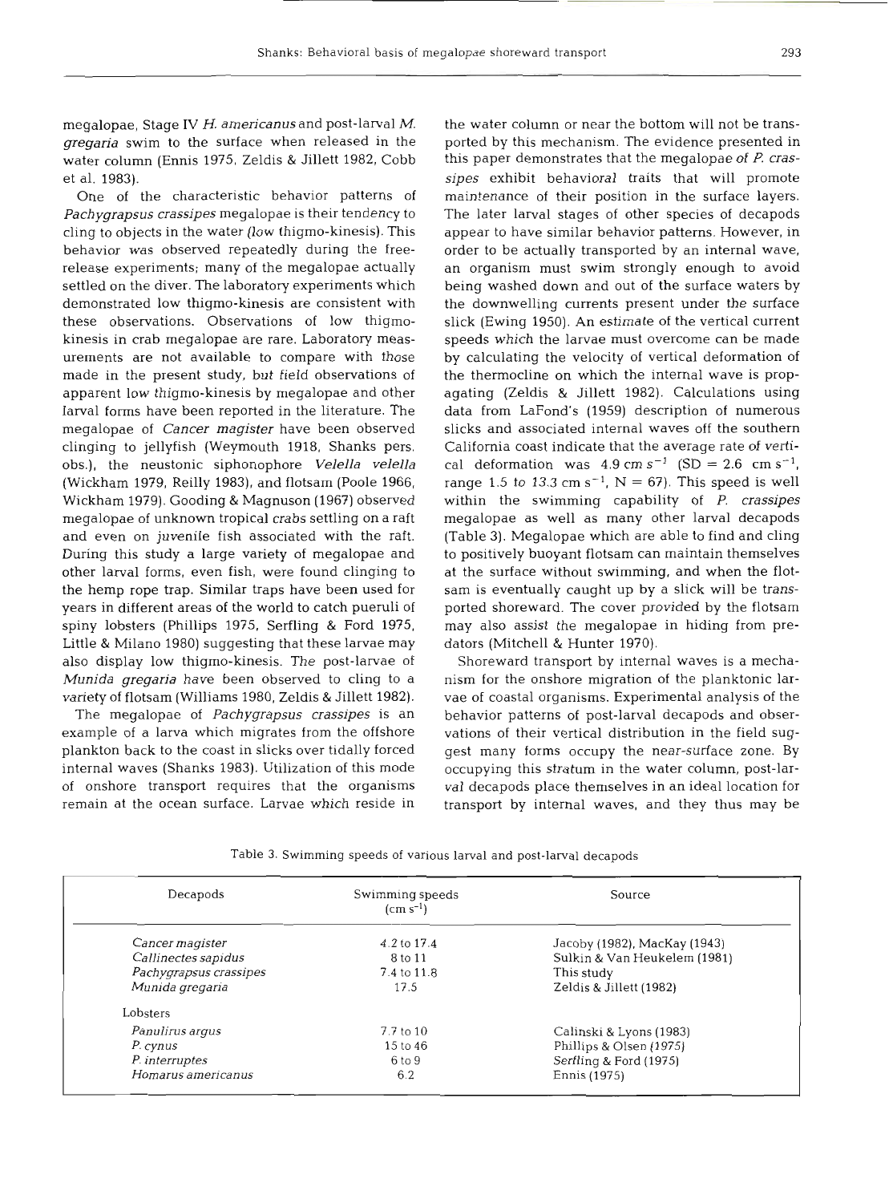megalopae, Stage IV *H. americanus* and post-larval *M. gregaria* swim to the surface when released in the water column (Ennis 1975, Zeldis & Jillett 1982, Cobb et al. 1983).

One of the characteristic behavior patterns of *Pachygrapsus crassipes* megalopae is their tendency to cling to objects in the water (low thigmo-kinesis). This behavior was observed repeatedly during the free-release experiments; many of the megalopae actually settled on the diver. The laboratory experiments which demonstrated low thigmo-kinesis are consistent with these observations. Observations of low thigmo-kinesis in crab megalopae are rare. Laboratory measurements are not available to compare with those made in the present study, but field observations of apparent low thigmo-kinesis by megalopae and other larval forms have been reported in the literature. The megalopae of *Cancer magister* have been observed clinging to jellyfish (Weymouth 1918, Shanks pers. obs.), the neustonic siphonophore *Velella velella* (Wickham 1979, Reilly 1983), and flotsam (Poole 1966, Wickham 1979). Gooding & Magnuson (1967) observed megalopae of unknown tropical crabs settling on a raft and even on juvenile fish associated with the raft. During this study a large variety of megalopae and other larval forms, even fish, were found clinging to the hemp rope trap. Similar traps have been used for years in different areas of the world to catch pueruli of spiny lobsters (Phillips 1975, Serfling & Ford 1975, Little & Milano 1980) suggesting that these larvae may also display low thigmo-kinesis. The post-larvae of *Munida gregaria* have been observed to cling to a variety of flotsam (Williams 1980, Zeldis & Jillett 1982).

The megalopae of *Pachygrapsus crassipes* is an example of a larva which migrates from the offshore plankton back to the coast in slicks over tidally forced internal waves (Shanks 1983). Utilization of this mode of onshore transport requires that the organisms remain at the ocean surface. Larvae which reside in the water column or near the bottom will not be transported by this mechanism. The evidence presented in this paper demonstrates that the megalopae of *P. crassipes* exhibit behavioral traits that will promote maintenance of their position in the surface layers. The later larval stages of other species of decapods appear to have similar behavior patterns. However, in order to be actually transported by an internal wave, an organism must swim strongly enough to avoid being washed down and out of the surface waters by the downwelling currents present under the surface slick (Ewing 1950). An estimate of the vertical current speeds which the larvae must overcome can be made by calculating the velocity of vertical deformation of the thermocline on which the internal wave is propagating (Zeldis & Jillett 1982). Calculations using data from LaFond's (1959) description of numerous slicks and associated internal waves off the southern California coast indicate that the average rate of vertical deformation was 4.9 cm $s^{-1}$ (SD = 2.6 cm $s^{-1}$, range 1.5 to 13.3 cm $s^{-1}$, N = 67). This speed is well within the swimming capability of *P. crassipes* megalopae as well as many other larval decapods (Table 3). Megalopae which are able to find and cling to positively buoyant flotsam can maintain themselves at the surface without swimming, and when the flotsam is eventually caught up by a slick will be transported shoreward. The cover provided by the flotsam may also assist the megalopae in hiding from predators (Mitchell & Hunter 1970).

Shoreward transport by internal waves is a mechanism for the onshore migration of the planktonic larvae of coastal organisms. Experimental analysis of the behavior patterns of post-larval decapods and observations of their vertical distribution in the field suggest many forms occupy the near-surface zone. By occupying this stratum in the water column, post-larval decapods place themselves in an ideal location for transport by internal waves, and they thus may be

Table 3. Swimming speeds of various larval and post-larval decapods

| Decapods | Swimming speeds (cm $s^{-1}$) | Source |
|---|---|---|
| *Cancer magister* | 4.2 to 17.4 | Jacoby (1982), MacKay (1943) |
| *Callinectes sapidus* | 8 to 11 | Sulkin & Van Heukelem (1981) |
| *Pachygrapsus crassipes* | 7.4 to 11.8 | This study |
| *Munida gregaria* | 17.5 | Zeldis & Jillett (1982) |
| Lobsters | | |
| *Panulirus argus* | 7.7 to 10 | Calinski & Lyons (1983) |
| *P. cynus* | 15 to 46 | Phillips & Olsen (1975) |
| *P. interruptes* | 6 to 9 | Serfling & Ford (1975) |
| *Homarus americanus* | 6.2 | Ennis (1975) |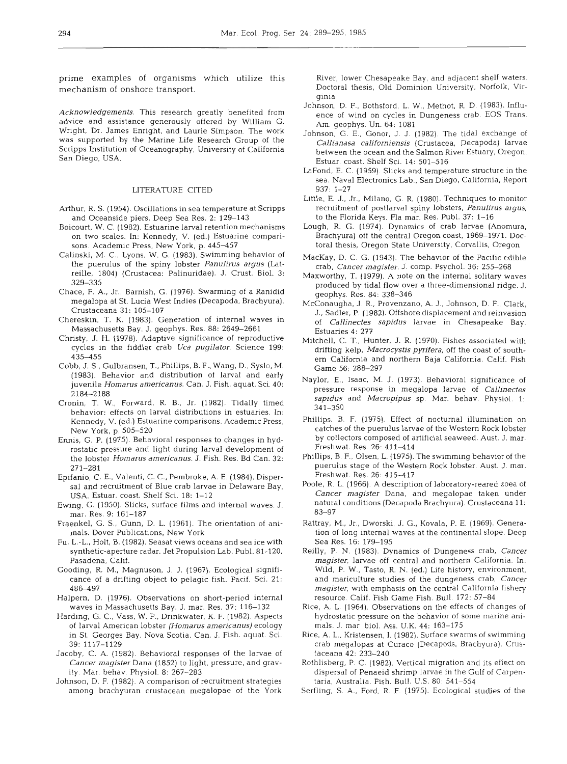prime examples of organisms which utilize this mechanism of onshore transport.

*Acknowledgements.* This research greatly benefited from advice and assistance generously offered by William G. Wright, Dr. James Enright, and Laurie Simpson. The work was supported by the Marine Life Research Group of the Scripps Institution of Oceanography, University of California San Diego, USA.

## LITERATURE CITED

Arthur, R. S. (1954). Oscillations in sea temperature at Scripps and Oceanside piers. Deep Sea Res. 2: 129–143

Boicourt, W. C. (1982). Estuarine larval retention mechanisms on two scales. In: Kennedy, V. (ed.) Estuarine comparisons. Academic Press, New York, p. 445–457

Calinski, M. C., Lyons, W. G. (1983). Swimming behavior of the puerulus of the spiny lobster *Panulirus argus* (Latreille, 1804) (Crustacea: Palinuridae). J. Crust. Biol. 3: 329–335

Chace, F. A., Jr., Barnish, G. (1976). Swarming of a Ranidid megalopa at St. Lucia West Indies (Decapoda, Brachyura). Crustaceana 31: 105–107

Chereskin, T. K. (1983). Generation of internal waves in Massachusetts Bay. J. geophys. Res. 88: 2649–2661

Christy, J. H. (1978). Adaptive significance of reproductive cycles in the fiddler crab *Uca pugilator*. Science 199: 435–455

Cobb, J. S., Gulbransen, T., Phillips, B. F., Wang, D., Syslo, M. (1983). Behavior and distribution of larval and early juvenile *Homarus americanus*. Can. J. Fish. aquat. Sci. 40: 2184–2188

Cronin, T. W., Forward, R. B., Jr. (1982). Tidally timed behavior: effects on larval distributions in estuaries. In: Kennedy, V. (ed.) Estuarine comparisons. Academic Press, New York, p. 505–520

Ennis, G. P. (1975). Behavioral responses to changes in hydrostatic pressure and light during larval development of the lobster *Homarus americanus*. J. Fish. Res. Bd Can. 32: 271–281

Epifanio, C. E., Valenti, C. C., Pembroke, A. E. (1984). Dispersal and recruitment of Blue crab larvae in Delaware Bay, USA. Estuar. coast. Shelf Sci. 18: 1–12

Ewing, G. (1950). Slicks, surface films and internal waves. J. mar. Res. 9: 161–187

Fraenkel, G. S., Gunn, D. L. (1961). The orientation of animals. Dover Publications, New York

Fu, L.-L., Holt, B. (1982). Seasat views oceans and sea ice with synthetic-aperture radar. Jet Propulsion Lab. Publ. 81-120, Pasadena, Calif.

Gooding, R. M., Magnuson, J. J. (1967). Ecological significance of a drifting object to pelagic fish. Pacif. Sci. 21: 486–497

Halpern, D. (1976). Observations on short-period internal waves in Massachusetts Bay. J. mar. Res. 37: 116–132

Harding, G. C., Vass, W. P., Drinkwater, K. F. (1982). Aspects of larval American lobster *(Homarus americanus)* ecology in St. Georges Bay, Nova Scotia. Can. J. Fish. aquat. Sci. 39: 1117–1129

Jacoby, C. A. (1982). Behavioral responses of the larvae of *Cancer magister* Dana (1852) to light, pressure, and gravity. Mar. behav. Physiol. 8: 267–283

Johnson, D. F. (1982). A comparison of recruitment strategies among brachyuran crustacean megalopae of the York River, lower Chesapeake Bay, and adjacent shelf waters. Doctoral thesis, Old Dominion University, Norfolk, Virginia

Johnson, D. F., Bothsford, L. W., Methot, R. D. (1983). Influence of wind on cycles in Dungeness crab. EOS Trans. Am. geophys. Un. 64: 1081

Johnson, G. E., Gonor, J. J. (1982). The tidal exchange of *Callianasa californiensis* (Crustacea, Decapoda) larvae between the ocean and the Salmon River Estuary, Oregon. Estuar. coast. Shelf Sci. 14: 501–516

LaFond, E. C. (1959). Slicks and temperature structure in the sea. Naval Electronics Lab., San Diego, California, Report 937: 1–27

Little, E. J., Jr., Milano, G. R. (1980). Techniques to monitor recruitment of postlarval spiny lobsters, *Panulirus argus*, to the Florida Keys. Fla mar. Res. Publ. 37: 1–16

Lough, R. G. (1974). Dynamics of crab larvae (Anomura, Brachyura) off the central Oregon coast, 1969–1971. Doctoral thesis, Oregon State University, Corvallis, Oregon

MacKay, D. C. G. (1943). The behavior of the Pacific edible crab, *Cancer magister*. J. comp. Psychol. 36: 255–268

Maxworthy, T. (1979). A note on the internal solitary waves produced by tidal flow over a three-dimensional ridge. J. geophys. Res. 84: 338–346

McConaugha, J. R., Provenzano, A. J., Johnson, D. F., Clark, J., Sadler, P. (1982). Offshore displacement and reinvasion of *Callinectes sapidus* larvae in Chesapeake Bay. Estuaries 4: 277

Mitchell, C. T., Hunter, J. R. (1970). Fishes associated with drifting kelp, *Macrocystis pyrifera*, off the coast of southern California and northern Baja California. Calif. Fish Game 56: 288–297

Naylor, E., Isaac, M. J. (1973). Behavioral significance of pressure response in megalopa larvae of *Callinectes sapidus* and *Macropipus* sp. Mar. behav. Physiol. 1: 341–350

Phillips, B. F. (1975). Effect of nocturnal illumination on catches of the puerulus larvae of the Western Rock lobster by collectors composed of artificial seaweed. Aust. J. mar. Freshwat. Res. 26: 411–414

Phillips, B. F., Olsen, L. (1975). The swimming behavior of the puerulus stage of the Western Rock lobster. Aust. J. mar. Freshwat. Res. 26: 415–417

Poole, R. L. (1966). A description of laboratory-reared zoea of *Cancer magister* Dana, and megalopae taken under natural conditions (Decapoda Brachyura). Crustaceana 11: 83–97

Rattray, M., Jr., Dworski, J. G., Kovala, P. E. (1969). Generation of long internal waves at the continental slope. Deep Sea Res. 16: 179–195

Reilly, P. N. (1983). Dynamics of Dungeness crab, *Cancer magister*, larvae off central and northern California. In: Wild, P. W., Tasto, R. N. (ed.) Life history, environment, and mariculture studies of the dungeness crab, *Cancer magister*, with emphasis on the central California fishery resource. Calif. Fish Game Fish. Bull. 172: 57–84

Rice, A. L. (1964). Observations on the effects of changes of hydrostatic pressure on the behavior of some marine animals. J. mar biol. Ass. U.K. 44: 163–175

Rice, A. L., Kristensen, I. (1982). Surface swarms of swimming crab megalopas at Curaco (Decapods, Brachyura). Crustaceana 42: 233–240

Rothlisberg, P. C. (1982). Vertical migration and its effect on dispersal of Penaeid shrimp larvae in the Gulf of Carpentaria, Australia. Fish. Bull. U.S. 80: 541–554

Serfling, S. A., Ford, R. F. (1975). Ecological studies of the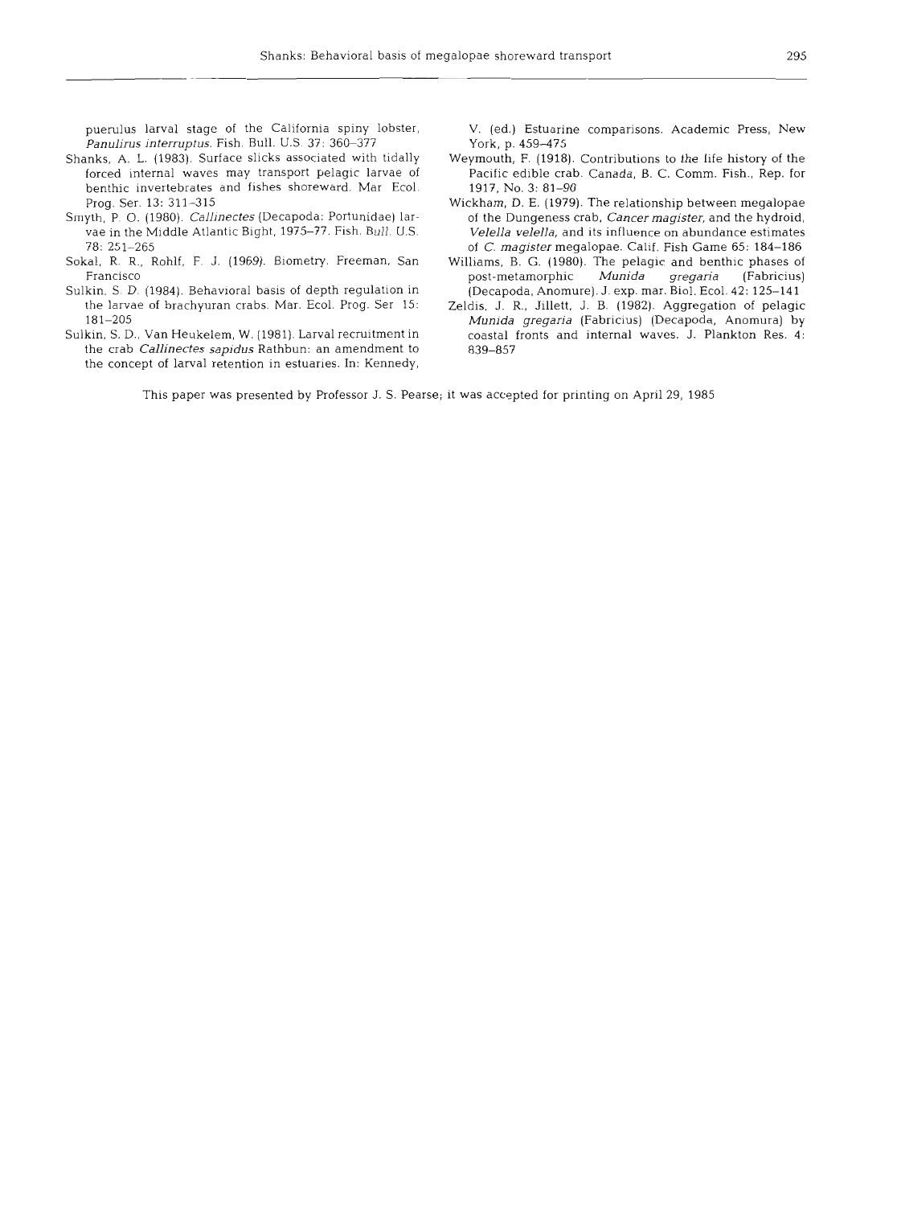puerulus larval stage of the California spiny lobster, *Panulirus interruptus*. Fish. Bull. U.S. 37: 360–377

Shanks, A. L. (1983). Surface slicks associated with tidally forced internal waves may transport pelagic larvae of benthic invertebrates and fishes shoreward. Mar. Ecol. Prog. Ser. 13: 311–315

Smyth, P. O. (1980). *Callinectes* (Decapoda: Portunidae) larvae in the Middle Atlantic Bight, 1975–77. Fish. Bull. U.S. 78: 251–265

Sokal, R. R., Rohlf, F. J. (1969). Biometry. Freeman, San Francisco

Sulkin, S. D. (1984). Behavioral basis of depth regulation in the larvae of brachyuran crabs. Mar. Ecol. Prog. Ser 15: 181–205

Sulkin, S. D., Van Heukelem, W. (1981). Larval recruitment in the crab *Callinectes sapidus* Rathbun: an amendment to the concept of larval retention in estuaries. In: Kennedy, V. (ed.) Estuarine comparisons. Academic Press, New York, p. 459–475

Weymouth, F. (1918). Contributions to the life history of the Pacific edible crab. Canada, B. C. Comm. Fish., Rep. for 1917, No. 3: 81–90

Wickham, D. E. (1979). The relationship between megalopae of the Dungeness crab, *Cancer magister*, and the hydroid, *Velella velella*, and its influence on abundance estimates of *C. magister* megalopae. Calif. Fish Game 65: 184–186

Williams, B. G. (1980). The pelagic and benthic phases of post-metamorphic *Munida gregaria* (Fabricius) (Decapoda, Anomure). J. exp. mar. Biol. Ecol. 42: 125–141

Zeldis, J. R., Jillett, J. B. (1982). Aggregation of pelagic *Munida gregaria* (Fabricius) (Decapoda, Anomura) by coastal fronts and internal waves. J. Plankton Res. 4: 839–857

This paper was presented by Professor J. S. Pearse; it was accepted for printing on April 29, 1985